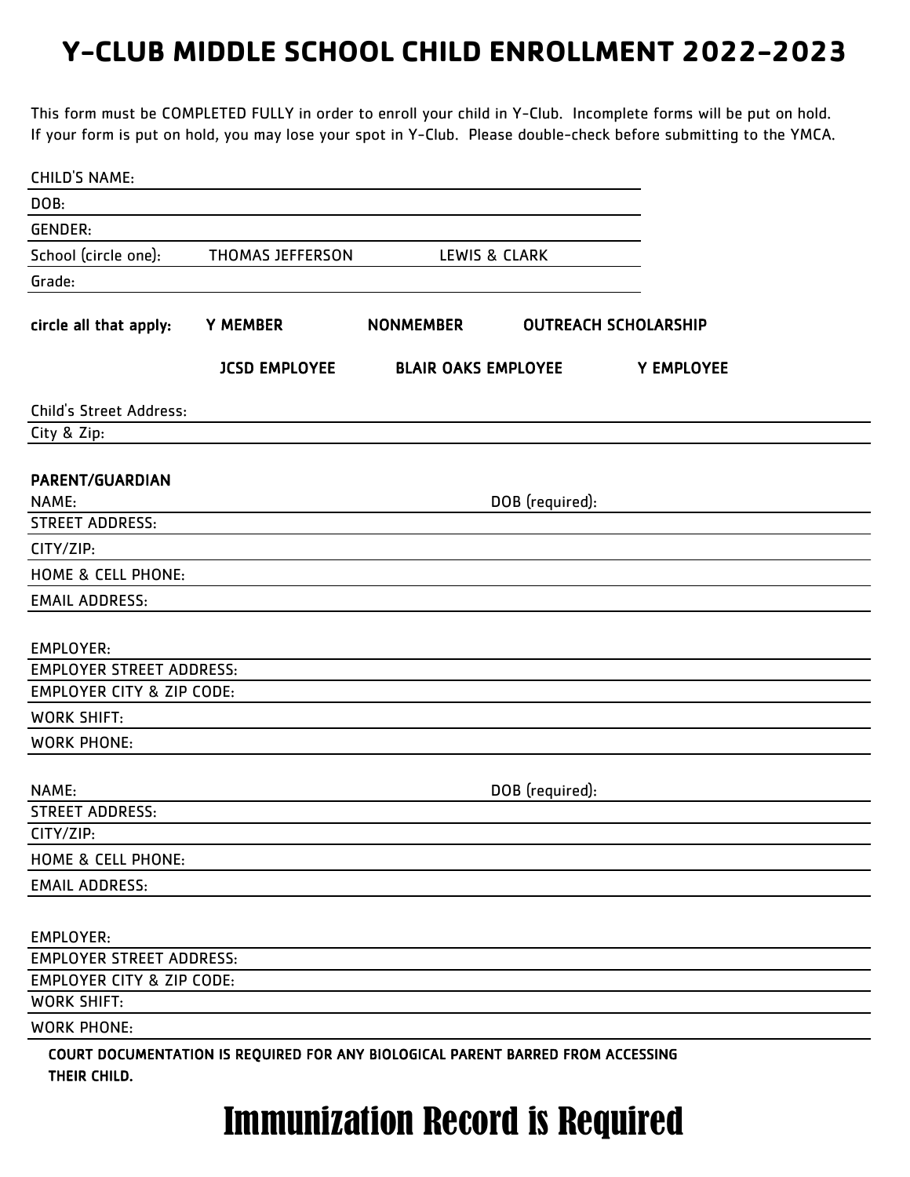# Y-CLUB MIDDLE SCHOOL CHILD ENROLLMENT 2022-2023

This form must be COMPLETED FULLY in order to enroll your child in Y-Club. Incomplete forms will be put on hold. If your form is put on hold, you may lose your spot in Y-Club. Please double-check before submitting to the YMCA.

CHILD'S NAME:

DOB:

GENDER:

School (circle one): THOMAS JEFFERSON LEWIS & CLARK

Grade:

**circle all that apply:** **Y MEMBER** **NONMEMBER** **OUTREACH SCHOLARSHIP**

**JCSD EMPLOYEE** **BLAIR OAKS EMPLOYEE** **Y EMPLOYEE**

Child's Street Address:

City & Zip:

**PARENT/GUARDIAN**

NAME: DOB (required):

STREET ADDRESS:

CITY/ZIP:

HOME & CELL PHONE:

EMAIL ADDRESS:

EMPLOYER:

EMPLOYER STREET ADDRESS:

EMPLOYER CITY & ZIP CODE:

WORK SHIFT:

WORK PHONE:

NAME: DOB (required):

STREET ADDRESS:

CITY/ZIP:

HOME & CELL PHONE:

EMAIL ADDRESS:

EMPLOYER:

EMPLOYER STREET ADDRESS:

EMPLOYER CITY & ZIP CODE:

WORK SHIFT:

WORK PHONE:

**COURT DOCUMENTATION IS REQUIRED FOR ANY BIOLOGICAL PARENT BARRED FROM ACCESSING THEIR CHILD.**

# Immunization Record is Required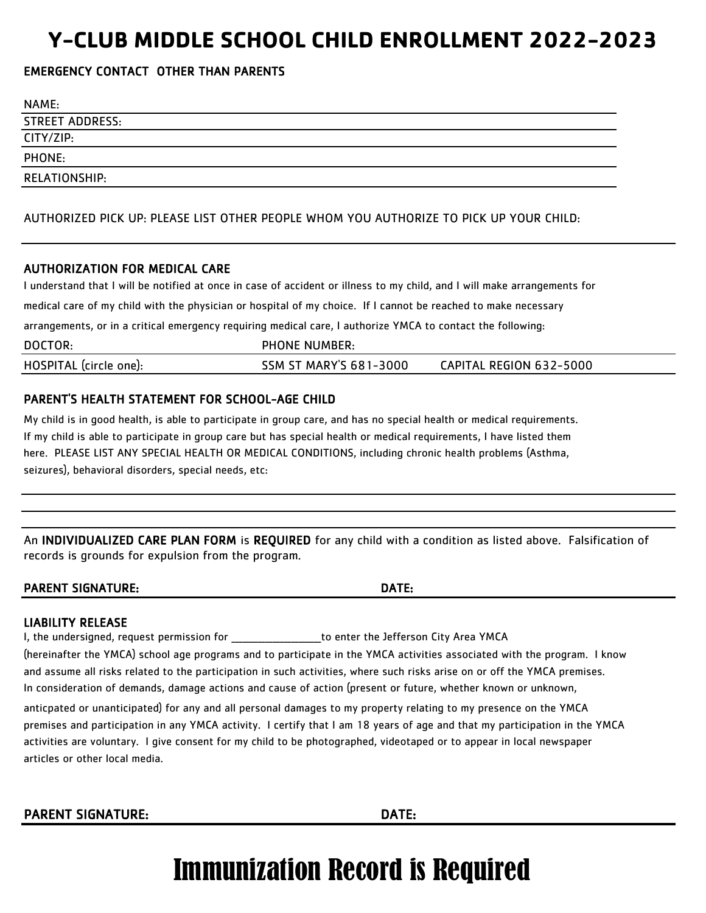# Y-CLUB MIDDLE SCHOOL CHILD ENROLLMENT 2022-2023

**EMERGENCY CONTACT OTHER THAN PARENTS**

NAME:

STREET ADDRESS:

CITY/ZIP:

PHONE:

RELATIONSHIP:

AUTHORIZED PICK UP: PLEASE LIST OTHER PEOPLE WHOM YOU AUTHORIZE TO PICK UP YOUR CHILD:

**AUTHORIZATION FOR MEDICAL CARE**

I understand that I will be notified at once in case of accident or illness to my child, and I will make arrangements for medical care of my child with the physician or hospital of my choice. If I cannot be reached to make necessary arrangements, or in a critical emergency requiring medical care, I authorize YMCA to contact the following:

| DOCTOR: | PHONE NUMBER: | |
|---|---|---|
| HOSPITAL (circle one): | SSM ST MARY'S 681-3000 | CAPITAL REGION 632-5000 |

**PARENT'S HEALTH STATEMENT FOR SCHOOL-AGE CHILD**

My child is in good health, is able to participate in group care, and has no special health or medical requirements. If my child is able to participate in group care but has special health or medical requirements, I have listed them here. PLEASE LIST ANY SPECIAL HEALTH OR MEDICAL CONDITIONS, including chronic health problems (Asthma, seizures), behavioral disorders, special needs, etc:

An **INDIVIDUALIZED CARE PLAN FORM** is **REQUIRED** for any child with a condition as listed above. Falsification of records is grounds for expulsion from the program.

**PARENT SIGNATURE:** **DATE:**

**LIABILITY RELEASE**

I, the undersigned, request permission for _________________to enter the Jefferson City Area YMCA (hereinafter the YMCA) school age programs and to participate in the YMCA activities associated with the program. I know and assume all risks related to the participation in such activities, where such risks arise on or off the YMCA premises. In consideration of demands, damage actions and cause of action (present or future, whether known or unknown, anticpated or unanticipated) for any and all personal damages to my property relating to my presence on the YMCA premises and participation in any YMCA activity. I certify that I am 18 years of age and that my participation in the YMCA activities are voluntary. I give consent for my child to be photographed, videotaped or to appear in local newspaper articles or other local media.

**PARENT SIGNATURE:** **DATE:**

# Immunization Record is Required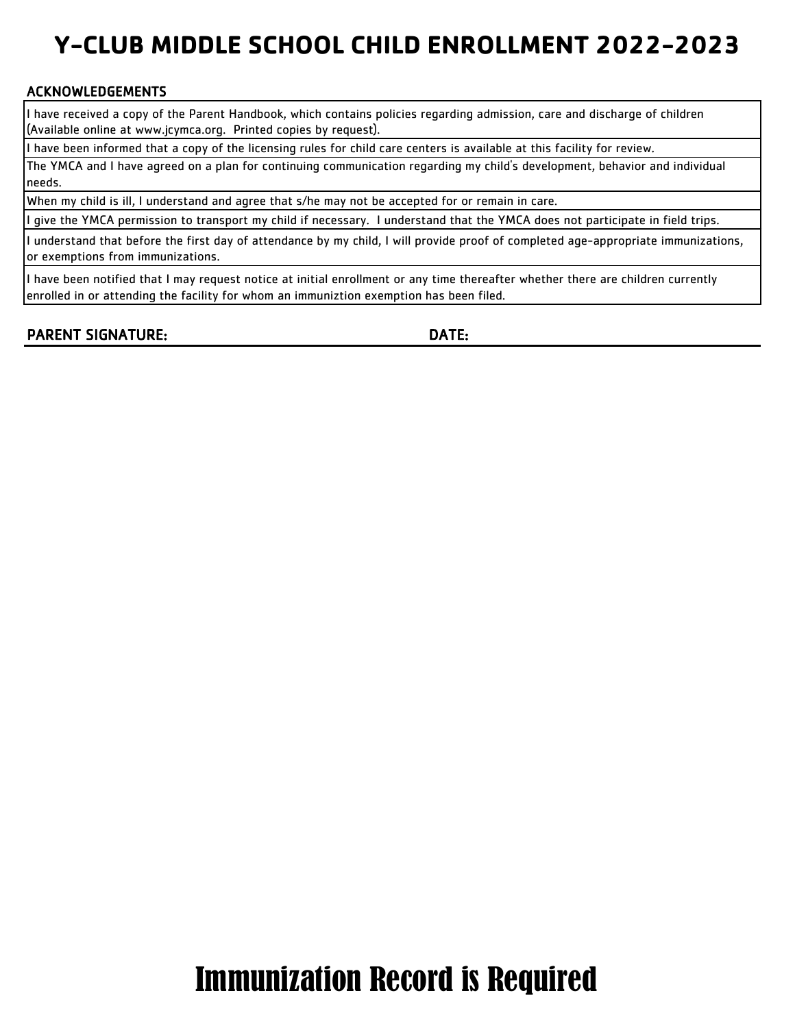# Y-CLUB MIDDLE SCHOOL CHILD ENROLLMENT 2022-2023

## ACKNOWLEDGEMENTS

| |
|---|
| I have received a copy of the Parent Handbook, which contains policies regarding admission, care and discharge of children (Available online at www.jcymca.org. Printed copies by request). |
| I have been informed that a copy of the licensing rules for child care centers is available at this facility for review. |
| The YMCA and I have agreed on a plan for continuing communication regarding my child's development, behavior and individual needs. |
| When my child is ill, I understand and agree that s/he may not be accepted for or remain in care. |
| I give the YMCA permission to transport my child if necessary. I understand that the YMCA does not participate in field trips. |
| I understand that before the first day of attendance by my child, I will provide proof of completed age-appropriate immunizations, or exemptions from immunizations. |
| I have been notified that I may request notice at initial enrollment or any time thereafter whether there are children currently enrolled in or attending the facility for whom an immuniztion exemption has been filed. |

**PARENT SIGNATURE:** **DATE:**

# Immunization Record is Required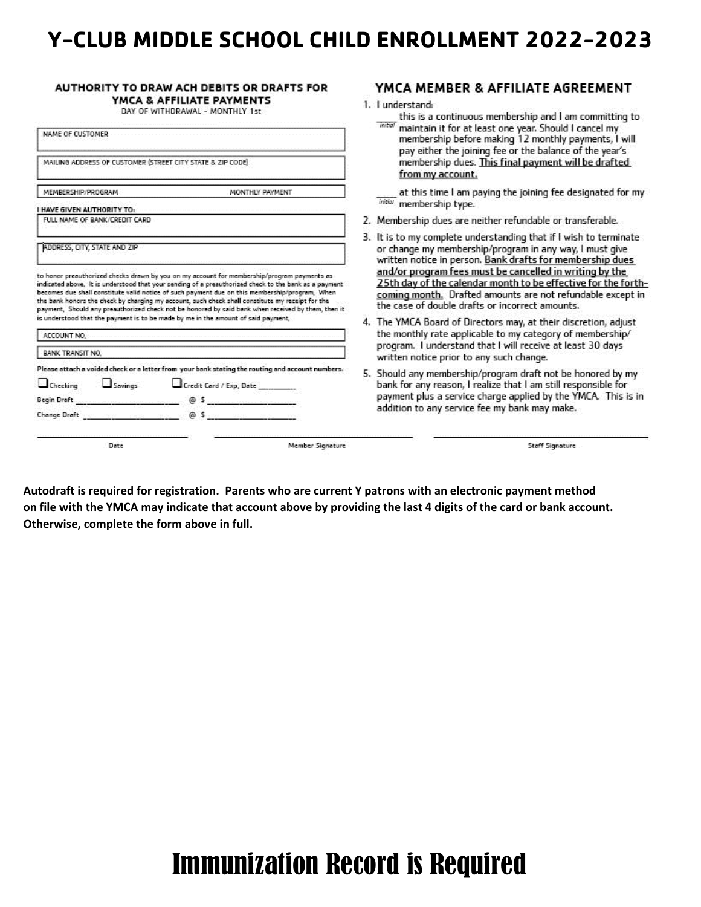# Y-CLUB MIDDLE SCHOOL CHILD ENROLLMENT 2022-2023

## AUTHORITY TO DRAW ACH DEBITS OR DRAFTS FOR YMCA & AFFILIATE PAYMENTS

DAY OF WITHDRAWAL - MONTHLY 1st

NAME OF CUSTOMER

MAILING ADDRESS OF CUSTOMER (STREET CITY STATE & ZIP CODE)

MEMBERSHIP/PROGRAM MONTHLY PAYMENT

**I HAVE GIVEN AUTHORITY TO:**

FULL NAME OF BANK/CREDIT CARD

ADDRESS, CITY, STATE AND ZIP

to honor preauthorized checks drawn by you on my account for membership/program payments as indicated above. It is understood that your sending of a preauthorized check to the bank as a payment becomes due shall constitute valid notice of such payment due on this membership/program. When the bank honors the check by charging my account, such check shall constitute my receipt for the payment. Should any preauthorized check not be honored by said bank when received by them, then it is understood that the payment is to be made by me in the amount of said payment.

ACCOUNT NO.

BANK TRANSIT NO.

**Please attach a voided check or a letter from your bank stating the routing and account numbers.**

☐ Checking ☐ Savings ☐ Credit Card / Exp. Date __________

Begin Draft ______________________ @ $ ____________________

Change Draft ______________________ @ $ ____________________

## YMCA MEMBER & AFFILIATE AGREEMENT

1. I understand:

   ____ (initial) this is a continuous membership and I am committing to maintain it for at least one year. Should I cancel my membership before making 12 monthly payments, I will pay either the joining fee or the balance of the year's membership dues. <u>This final payment will be drafted from my account.</u>

   ____ (initial) at this time I am paying the joining fee designated for my membership type.

2. Membership dues are neither refundable or transferable.
3. It is to my complete understanding that if I wish to terminate or change my membership/program in any way, I must give written notice in person. <u>Bank drafts for membership dues and/or program fees must be cancelled in writing by the 25th day of the calendar month to be effective for the forth-coming month.</u> Drafted amounts are not refundable except in the case of double drafts or incorrect amounts.
4. The YMCA Board of Directors may, at their discretion, adjust the monthly rate applicable to my category of membership/ program. I understand that I will receive at least 30 days written notice prior to any such change.
5. Should any membership/program draft not be honored by my bank for any reason, I realize that I am still responsible for payment plus a service charge applied by the YMCA. This is in addition to any service fee my bank may make.

______________________ Date

______________________ Member Signature

______________________ Staff Signature

**Autodraft is required for registration. Parents who are current Y patrons with an electronic payment method on file with the YMCA may indicate that account above by providing the last 4 digits of the card or bank account. Otherwise, complete the form above in full.**

# Immunization Record is Required